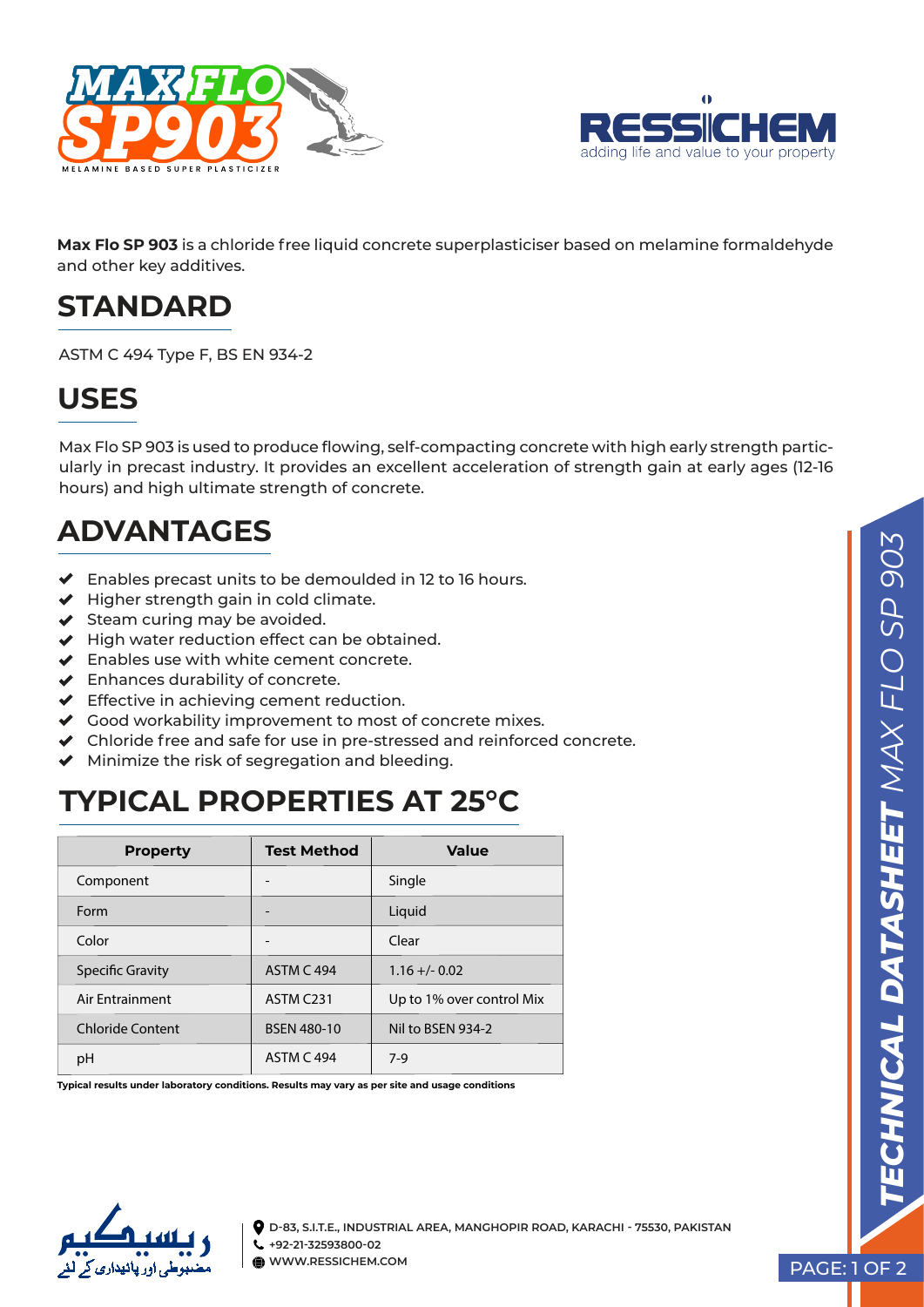# MAX FLO SP903

MELAMINE BASED SUPER PLASTICIZER

RESSICHEM
adding life and value to your property

**Max Flo SP 903** is a chloride free liquid concrete superplasticiser based on melamine formaldehyde and other key additives.

## STANDARD

ASTM C 494 Type F, BS EN 934-2

## USES

Max Flo SP 903 is used to produce flowing, self-compacting concrete with high early strength particularly in precast industry. It provides an excellent acceleration of strength gain at early ages (12-16 hours) and high ultimate strength of concrete.

## ADVANTAGES

- Enables precast units to be demoulded in 12 to 16 hours.
- Higher strength gain in cold climate.
- Steam curing may be avoided.
- High water reduction effect can be obtained.
- Enables use with white cement concrete.
- Enhances durability of concrete.
- Effective in achieving cement reduction.
- Good workability improvement to most of concrete mixes.
- Chloride free and safe for use in pre-stressed and reinforced concrete.
- Minimize the risk of segregation and bleeding.

## TYPICAL PROPERTIES AT 25°C

| Property | Test Method | Value |
|---|---|---|
| Component | - | Single |
| Form | - | Liquid |
| Color | - | Clear |
| Specific Gravity | ASTM C 494 | 1.16 +/- 0.02 |
| Air Entrainment | ASTM C231 | Up to 1% over control Mix |
| Chloride Content | BSEN 480-10 | Nil to BSEN 934-2 |
| pH | ASTM C 494 | 7-9 |

**Typical results under laboratory conditions. Results may vary as per site and usage conditions**

ریسیکیم
مضبوطی اور پائیداری کے لئے

D-83, S.I.T.E., INDUSTRIAL AREA, MANGHOPIR ROAD, KARACHI - 75530, PAKISTAN
+92-21-32593800-02
WWW.RESSICHEM.COM

**TECHNICAL DATASHEET** MAX FLO SP 903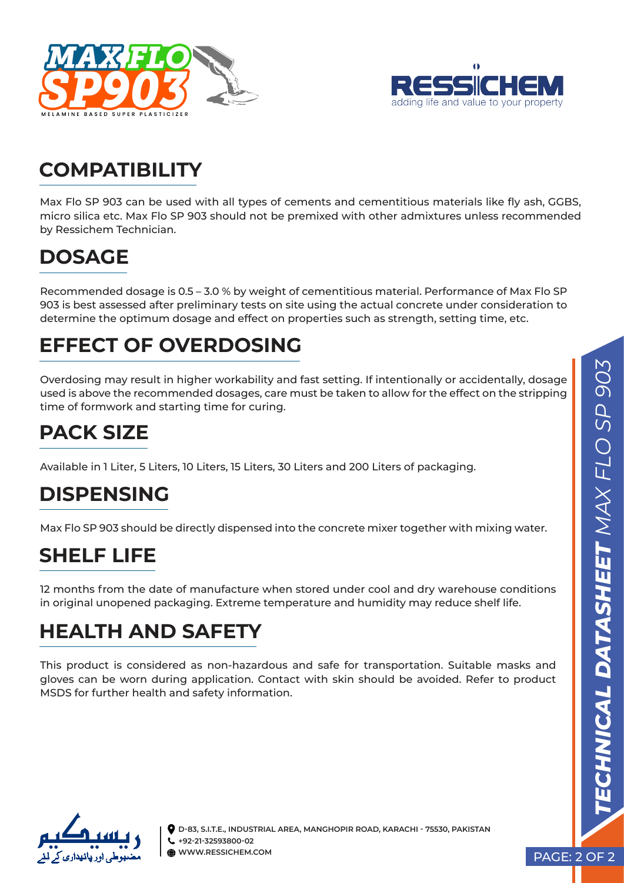## COMPATIBILITY

Max Flo SP 903 can be used with all types of cements and cementitious materials like fly ash, GGBS, micro silica etc. Max Flo SP 903 should not be premixed with other admixtures unless recommended by Ressichem Technician.

## DOSAGE

Recommended dosage is 0.5 – 3.0 % by weight of cementitious material. Performance of Max Flo SP 903 is best assessed after preliminary tests on site using the actual concrete under consideration to determine the optimum dosage and effect on properties such as strength, setting time, etc.

## EFFECT OF OVERDOSING

Overdosing may result in higher workability and fast setting. If intentionally or accidentally, dosage used is above the recommended dosages, care must be taken to allow for the effect on the stripping time of formwork and starting time for curing.

## PACK SIZE

Available in 1 Liter, 5 Liters, 10 Liters, 15 Liters, 30 Liters and 200 Liters of packaging.

## DISPENSING

Max Flo SP 903 should be directly dispensed into the concrete mixer together with mixing water.

## SHELF LIFE

12 months from the date of manufacture when stored under cool and dry warehouse conditions in original unopened packaging. Extreme temperature and humidity may reduce shelf life.

## HEALTH AND SAFETY

This product is considered as non-hazardous and safe for transportation. Suitable masks and gloves can be worn during application. Contact with skin should be avoided. Refer to product MSDS for further health and safety information.

D-83, S.I.T.E., INDUSTRIAL AREA, MANGHOPIR ROAD, KARACHI - 75530, PAKISTAN
+92-21-32593800-02
WWW.RESSICHEM.COM